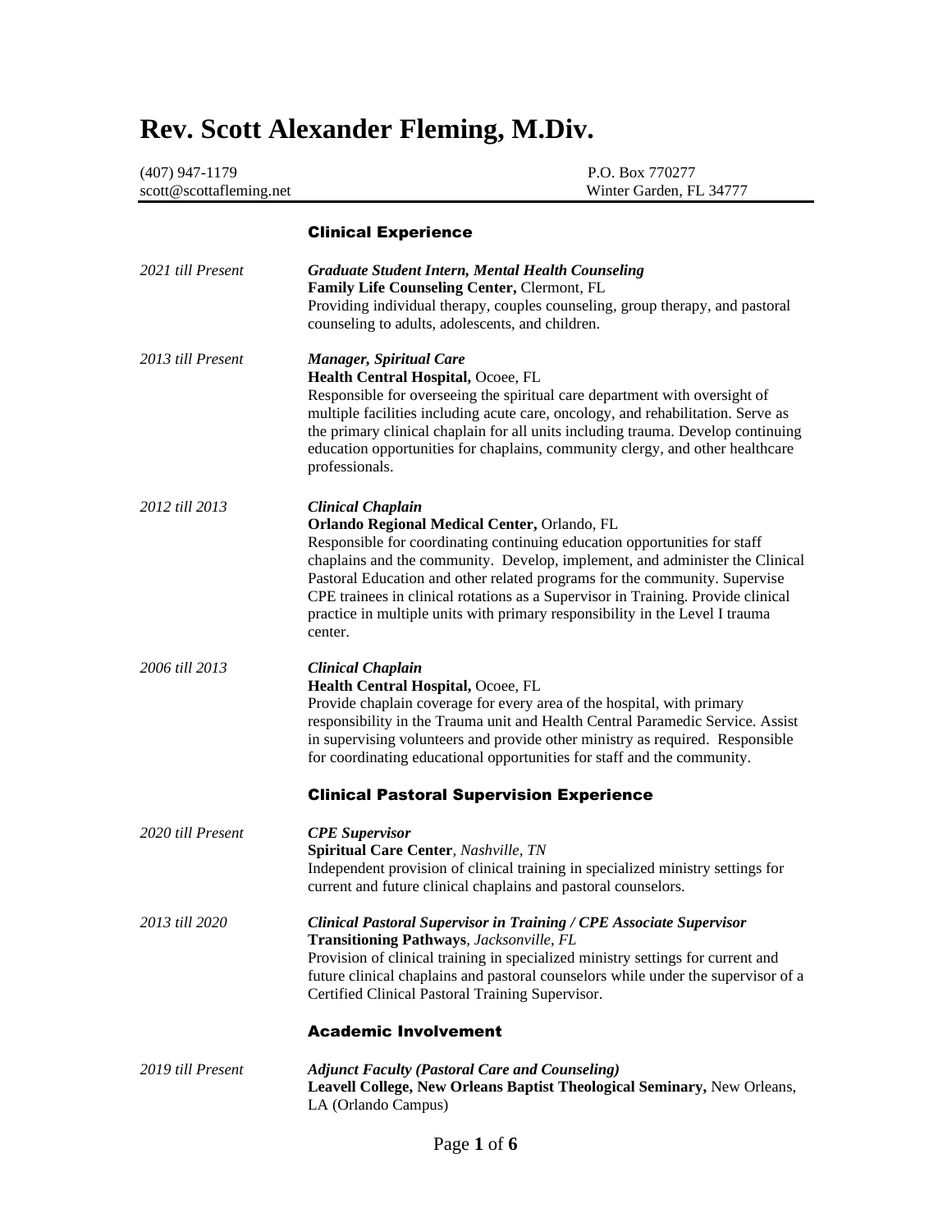# Rev. Scott Alexander Fleming, M.Div.

(407) 947-1179
scott@scottafleming.net

P.O. Box 770277
Winter Garden, FL 34777

## Clinical Experience

*2021 till Present*

***Graduate Student Intern, Mental Health Counseling***
**Family Life Counseling Center,** Clermont, FL
Providing individual therapy, couples counseling, group therapy, and pastoral counseling to adults, adolescents, and children.

*2013 till Present*

***Manager, Spiritual Care***
**Health Central Hospital,** Ocoee, FL
Responsible for overseeing the spiritual care department with oversight of multiple facilities including acute care, oncology, and rehabilitation. Serve as the primary clinical chaplain for all units including trauma. Develop continuing education opportunities for chaplains, community clergy, and other healthcare professionals.

*2012 till 2013*

***Clinical Chaplain***
**Orlando Regional Medical Center,** Orlando, FL
Responsible for coordinating continuing education opportunities for staff chaplains and the community. Develop, implement, and administer the Clinical Pastoral Education and other related programs for the community. Supervise CPE trainees in clinical rotations as a Supervisor in Training. Provide clinical practice in multiple units with primary responsibility in the Level I trauma center.

*2006 till 2013*

***Clinical Chaplain***
**Health Central Hospital,** Ocoee, FL
Provide chaplain coverage for every area of the hospital, with primary responsibility in the Trauma unit and Health Central Paramedic Service. Assist in supervising volunteers and provide other ministry as required. Responsible for coordinating educational opportunities for staff and the community.

## Clinical Pastoral Supervision Experience

*2020 till Present*

***CPE Supervisor***
**Spiritual Care Center**, *Nashville, TN*
Independent provision of clinical training in specialized ministry settings for current and future clinical chaplains and pastoral counselors.

*2013 till 2020*

***Clinical Pastoral Supervisor in Training / CPE Associate Supervisor***
**Transitioning Pathways**, *Jacksonville, FL*
Provision of clinical training in specialized ministry settings for current and future clinical chaplains and pastoral counselors while under the supervisor of a Certified Clinical Pastoral Training Supervisor.

## Academic Involvement

*2019 till Present*

***Adjunct Faculty (Pastoral Care and Counseling)***
**Leavell College, New Orleans Baptist Theological Seminary,** New Orleans, LA (Orlando Campus)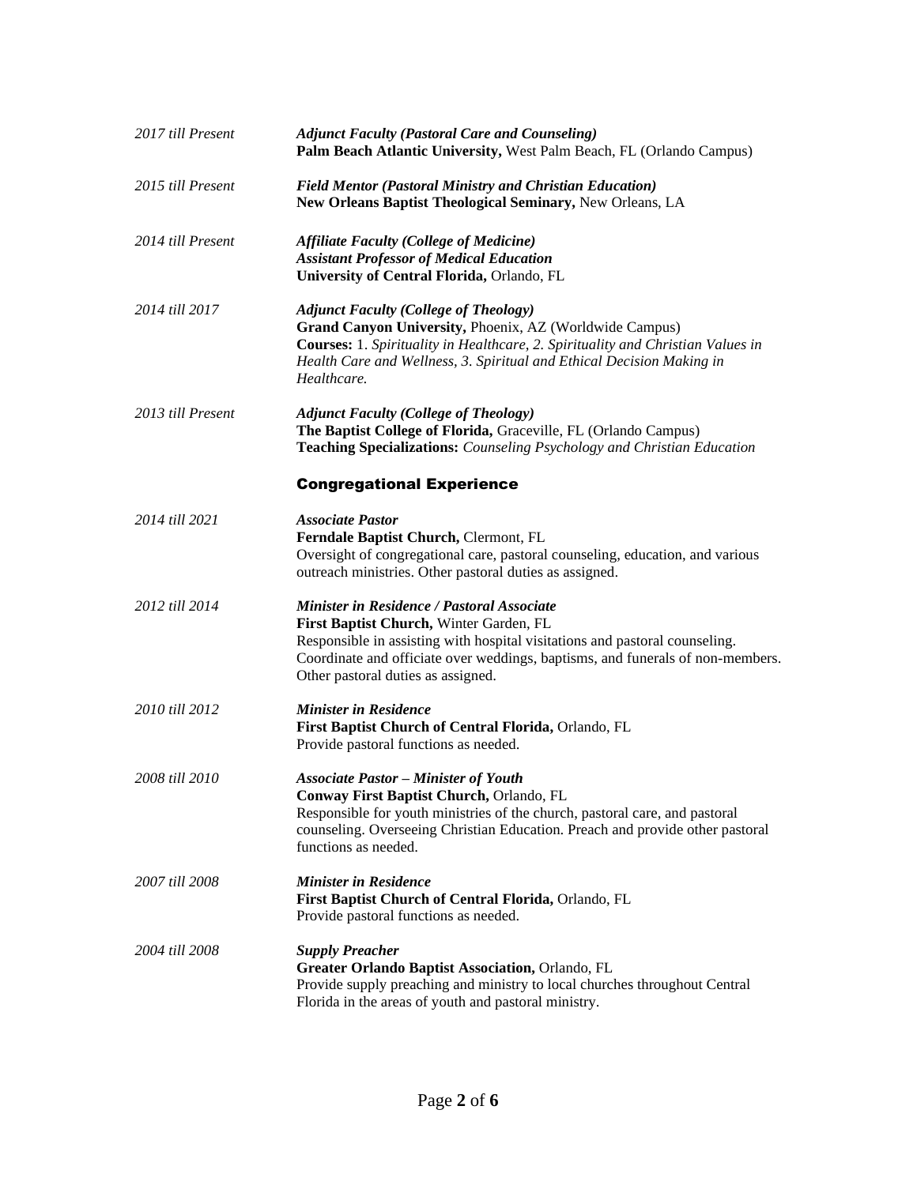*2017 till Present*

***Adjunct Faculty (Pastoral Care and Counseling)***
**Palm Beach Atlantic University,** West Palm Beach, FL (Orlando Campus)

*2015 till Present*

***Field Mentor (Pastoral Ministry and Christian Education)***
**New Orleans Baptist Theological Seminary,** New Orleans, LA

*2014 till Present*

***Affiliate Faculty (College of Medicine)***
***Assistant Professor of Medical Education***
**University of Central Florida,** Orlando, FL

*2014 till 2017*

***Adjunct Faculty (College of Theology)***
**Grand Canyon University,** Phoenix, AZ (Worldwide Campus)
**Courses:** 1. *Spirituality in Healthcare,* 2. *Spirituality and Christian Values in Health Care and Wellness,* 3. *Spiritual and Ethical Decision Making in Healthcare.*

*2013 till Present*

***Adjunct Faculty (College of Theology)***
**The Baptist College of Florida,** Graceville, FL (Orlando Campus)
**Teaching Specializations:** *Counseling Psychology and Christian Education*

## Congregational Experience

*2014 till 2021*

***Associate Pastor***
**Ferndale Baptist Church,** Clermont, FL
Oversight of congregational care, pastoral counseling, education, and various outreach ministries. Other pastoral duties as assigned.

*2012 till 2014*

***Minister in Residence / Pastoral Associate***
**First Baptist Church,** Winter Garden, FL
Responsible in assisting with hospital visitations and pastoral counseling. Coordinate and officiate over weddings, baptisms, and funerals of non-members. Other pastoral duties as assigned.

*2010 till 2012*

***Minister in Residence***
**First Baptist Church of Central Florida,** Orlando, FL
Provide pastoral functions as needed.

*2008 till 2010*

***Associate Pastor – Minister of Youth***
**Conway First Baptist Church,** Orlando, FL
Responsible for youth ministries of the church, pastoral care, and pastoral counseling. Overseeing Christian Education. Preach and provide other pastoral functions as needed.

*2007 till 2008*

***Minister in Residence***
**First Baptist Church of Central Florida,** Orlando, FL
Provide pastoral functions as needed.

*2004 till 2008*

***Supply Preacher***
**Greater Orlando Baptist Association,** Orlando, FL
Provide supply preaching and ministry to local churches throughout Central Florida in the areas of youth and pastoral ministry.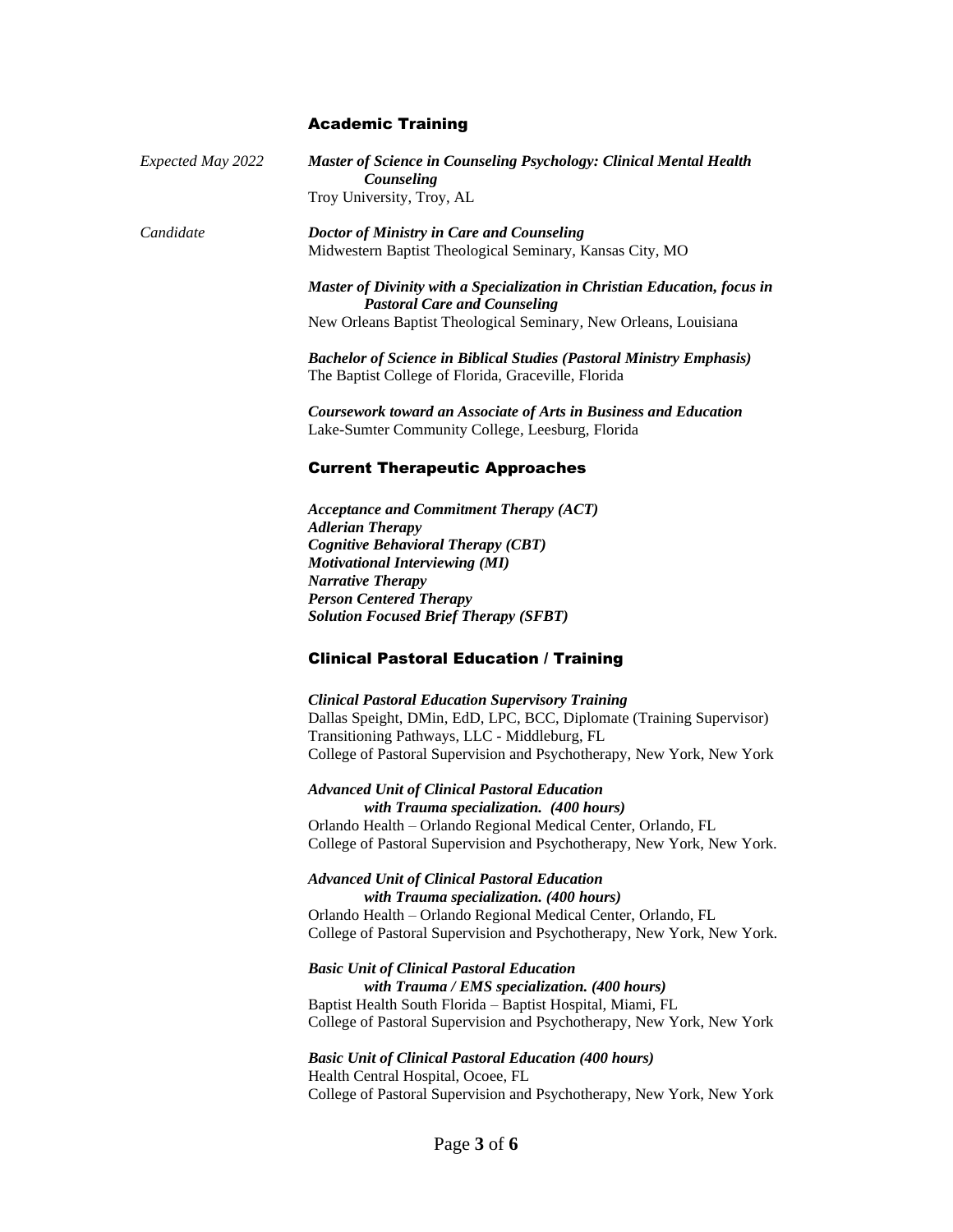## Academic Training

*Expected May 2022* — ***Master of Science in Counseling Psychology: Clinical Mental Health Counseling***
Troy University, Troy, AL

*Candidate* — ***Doctor of Ministry in Care and Counseling***
Midwestern Baptist Theological Seminary, Kansas City, MO

***Master of Divinity with a Specialization in Christian Education, focus in Pastoral Care and Counseling***
New Orleans Baptist Theological Seminary, New Orleans, Louisiana

***Bachelor of Science in Biblical Studies (Pastoral Ministry Emphasis)***
The Baptist College of Florida, Graceville, Florida

***Coursework toward an Associate of Arts in Business and Education***
Lake-Sumter Community College, Leesburg, Florida

## Current Therapeutic Approaches

***Acceptance and Commitment Therapy (ACT)***
***Adlerian Therapy***
***Cognitive Behavioral Therapy (CBT)***
***Motivational Interviewing (MI)***
***Narrative Therapy***
***Person Centered Therapy***
***Solution Focused Brief Therapy (SFBT)***

## Clinical Pastoral Education / Training

***Clinical Pastoral Education Supervisory Training***
Dallas Speight, DMin, EdD, LPC, BCC, Diplomate (Training Supervisor)
Transitioning Pathways, LLC - Middleburg, FL
College of Pastoral Supervision and Psychotherapy, New York, New York

***Advanced Unit of Clinical Pastoral Education with Trauma specialization. (400 hours)***
Orlando Health – Orlando Regional Medical Center, Orlando, FL
College of Pastoral Supervision and Psychotherapy, New York, New York.

***Advanced Unit of Clinical Pastoral Education with Trauma specialization. (400 hours)***
Orlando Health – Orlando Regional Medical Center, Orlando, FL
College of Pastoral Supervision and Psychotherapy, New York, New York.

***Basic Unit of Clinical Pastoral Education with Trauma / EMS specialization. (400 hours)***
Baptist Health South Florida – Baptist Hospital, Miami, FL
College of Pastoral Supervision and Psychotherapy, New York, New York

***Basic Unit of Clinical Pastoral Education (400 hours)***
Health Central Hospital, Ocoee, FL
College of Pastoral Supervision and Psychotherapy, New York, New York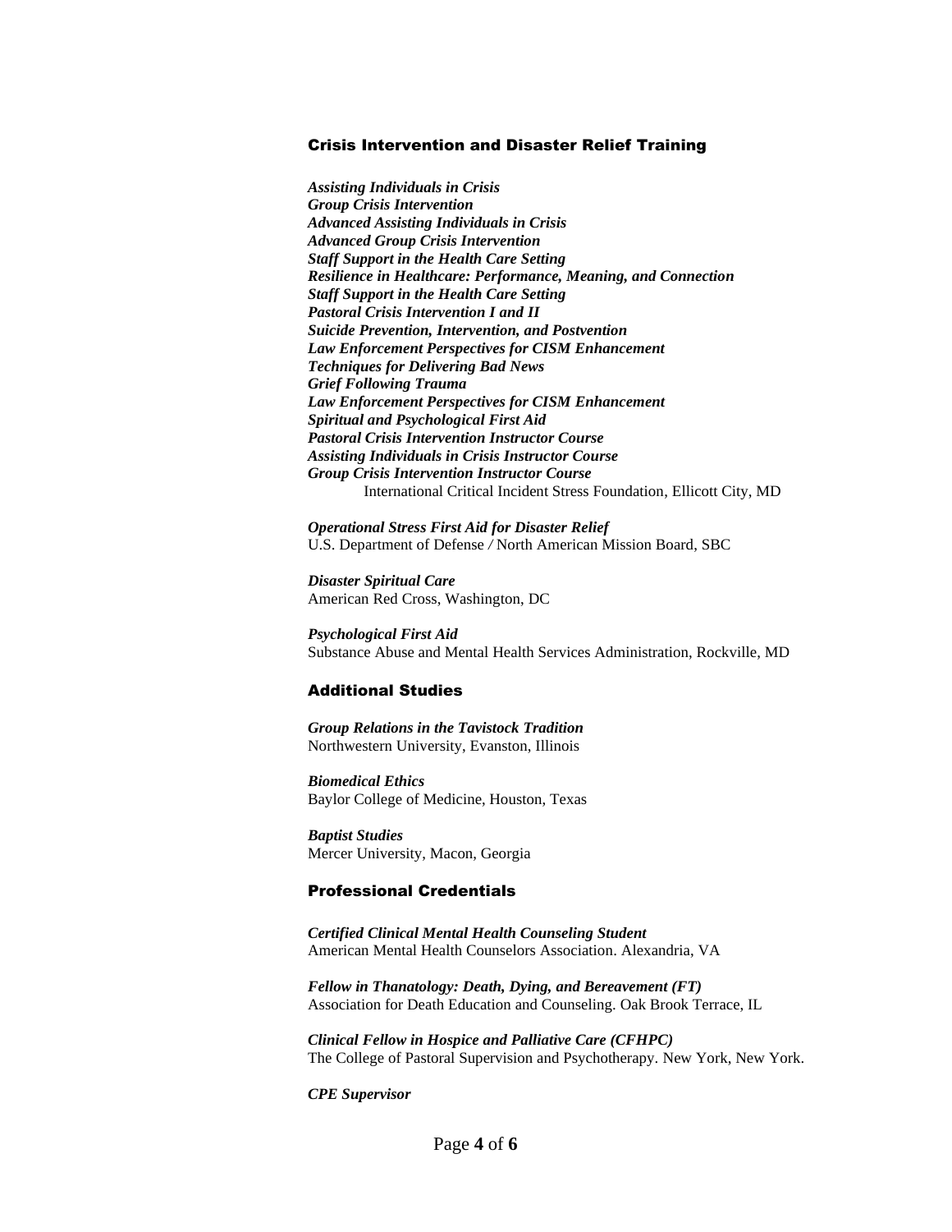## Crisis Intervention and Disaster Relief Training

***Assisting Individuals in Crisis***
***Group Crisis Intervention***
***Advanced Assisting Individuals in Crisis***
***Advanced Group Crisis Intervention***
***Staff Support in the Health Care Setting***
***Resilience in Healthcare: Performance, Meaning, and Connection***
***Staff Support in the Health Care Setting***
***Pastoral Crisis Intervention I and II***
***Suicide Prevention, Intervention, and Postvention***
***Law Enforcement Perspectives for CISM Enhancement***
***Techniques for Delivering Bad News***
***Grief Following Trauma***
***Law Enforcement Perspectives for CISM Enhancement***
***Spiritual and Psychological First Aid***
***Pastoral Crisis Intervention Instructor Course***
***Assisting Individuals in Crisis Instructor Course***
***Group Crisis Intervention Instructor Course***
International Critical Incident Stress Foundation, Ellicott City, MD

***Operational Stress First Aid for Disaster Relief***
U.S. Department of Defense / North American Mission Board, SBC

***Disaster Spiritual Care***
American Red Cross, Washington, DC

***Psychological First Aid***
Substance Abuse and Mental Health Services Administration, Rockville, MD

## Additional Studies

***Group Relations in the Tavistock Tradition***
Northwestern University, Evanston, Illinois

***Biomedical Ethics***
Baylor College of Medicine, Houston, Texas

***Baptist Studies***
Mercer University, Macon, Georgia

## Professional Credentials

***Certified Clinical Mental Health Counseling Student***
American Mental Health Counselors Association. Alexandria, VA

***Fellow in Thanatology: Death, Dying, and Bereavement (FT)***
Association for Death Education and Counseling. Oak Brook Terrace, IL

***Clinical Fellow in Hospice and Palliative Care (CFHPC)***
The College of Pastoral Supervision and Psychotherapy. New York, New York.

***CPE Supervisor***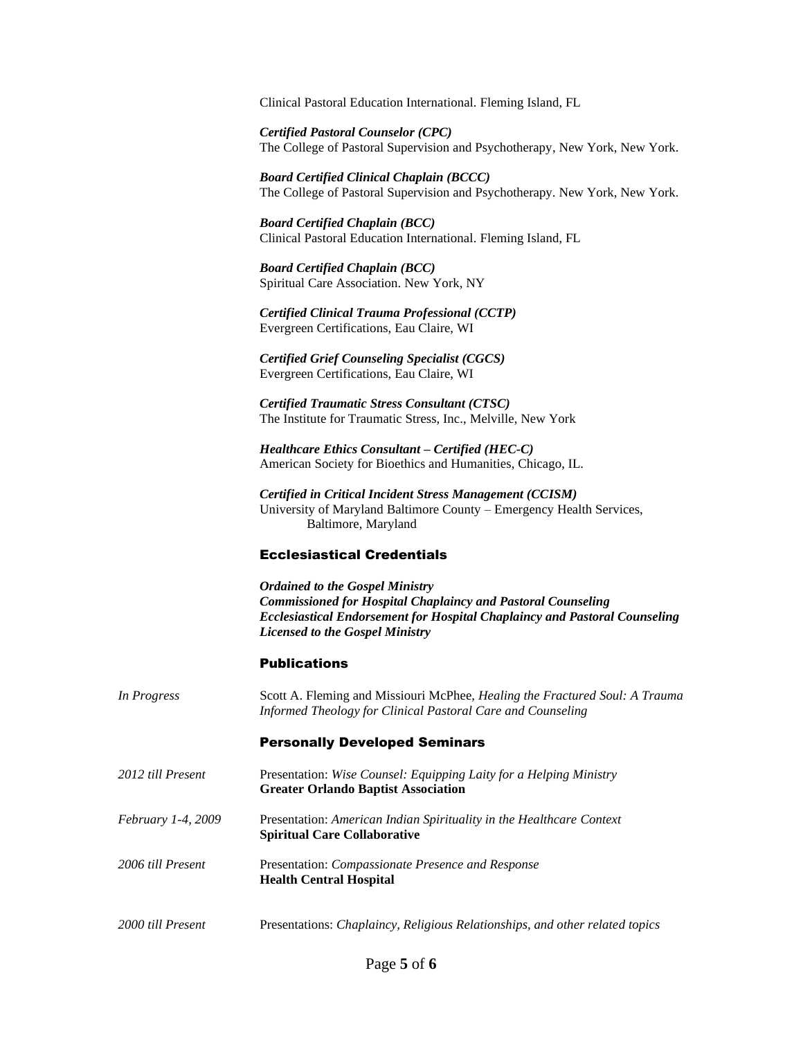Clinical Pastoral Education International. Fleming Island, FL

***Certified Pastoral Counselor (CPC)***
The College of Pastoral Supervision and Psychotherapy, New York, New York.

***Board Certified Clinical Chaplain (BCCC)***
The College of Pastoral Supervision and Psychotherapy. New York, New York.

***Board Certified Chaplain (BCC)***
Clinical Pastoral Education International. Fleming Island, FL

***Board Certified Chaplain (BCC)***
Spiritual Care Association. New York, NY

***Certified Clinical Trauma Professional (CCTP)***
Evergreen Certifications, Eau Claire, WI

***Certified Grief Counseling Specialist (CGCS)***
Evergreen Certifications, Eau Claire, WI

***Certified Traumatic Stress Consultant (CTSC)***
The Institute for Traumatic Stress, Inc., Melville, New York

***Healthcare Ethics Consultant – Certified (HEC-C)***
American Society for Bioethics and Humanities, Chicago, IL.

***Certified in Critical Incident Stress Management (CCISM)***
University of Maryland Baltimore County – Emergency Health Services, Baltimore, Maryland

## Ecclesiastical Credentials

***Ordained to the Gospel Ministry***
***Commissioned for Hospital Chaplaincy and Pastoral Counseling***
***Ecclesiastical Endorsement for Hospital Chaplaincy and Pastoral Counseling***
***Licensed to the Gospel Ministry***

## Publications

| | |
|---|---|
| *In Progress* | Scott A. Fleming and Missiouri McPhee, *Healing the Fractured Soul: A Trauma Informed Theology for Clinical Pastoral Care and Counseling* |

## Personally Developed Seminars

| | |
|---|---|
| *2012 till Present* | Presentation: *Wise Counsel: Equipping Laity for a Helping Ministry* **Greater Orlando Baptist Association** |
| *February 1-4, 2009* | Presentation: *American Indian Spirituality in the Healthcare Context* **Spiritual Care Collaborative** |
| *2006 till Present* | Presentation: *Compassionate Presence and Response* **Health Central Hospital** |
| *2000 till Present* | Presentations: *Chaplaincy, Religious Relationships, and other related topics* |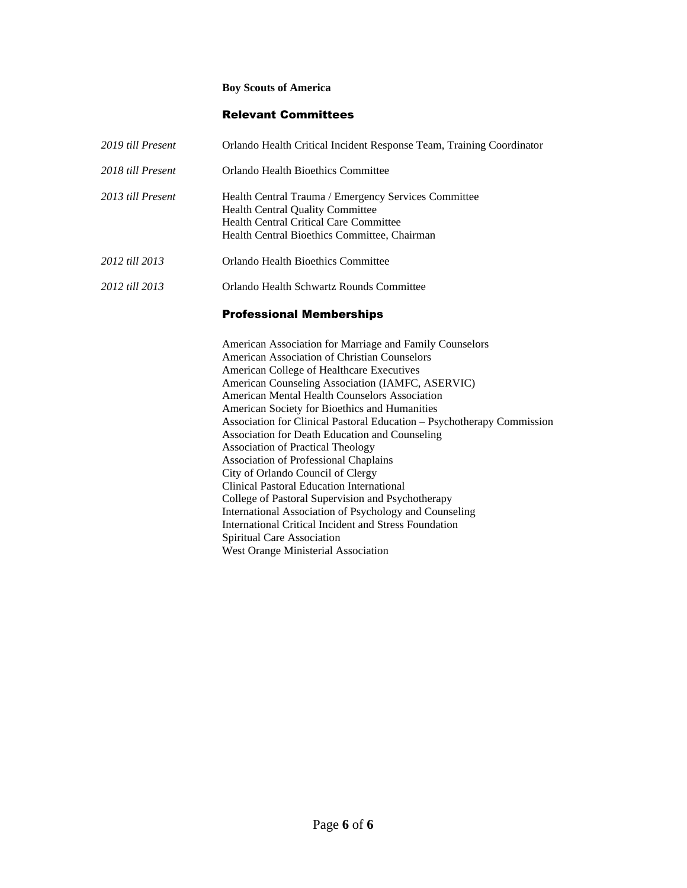**Boy Scouts of America**

## Relevant Committees

*2019 till Present* Orlando Health Critical Incident Response Team, Training Coordinator

*2018 till Present* Orlando Health Bioethics Committee

*2013 till Present* Health Central Trauma / Emergency Services Committee
Health Central Quality Committee
Health Central Critical Care Committee
Health Central Bioethics Committee, Chairman

*2012 till 2013* Orlando Health Bioethics Committee

*2012 till 2013* Orlando Health Schwartz Rounds Committee

## Professional Memberships

American Association for Marriage and Family Counselors
American Association of Christian Counselors
American College of Healthcare Executives
American Counseling Association (IAMFC, ASERVIC)
American Mental Health Counselors Association
American Society for Bioethics and Humanities
Association for Clinical Pastoral Education – Psychotherapy Commission
Association for Death Education and Counseling
Association of Practical Theology
Association of Professional Chaplains
City of Orlando Council of Clergy
Clinical Pastoral Education International
College of Pastoral Supervision and Psychotherapy
International Association of Psychology and Counseling
International Critical Incident and Stress Foundation
Spiritual Care Association
West Orange Ministerial Association